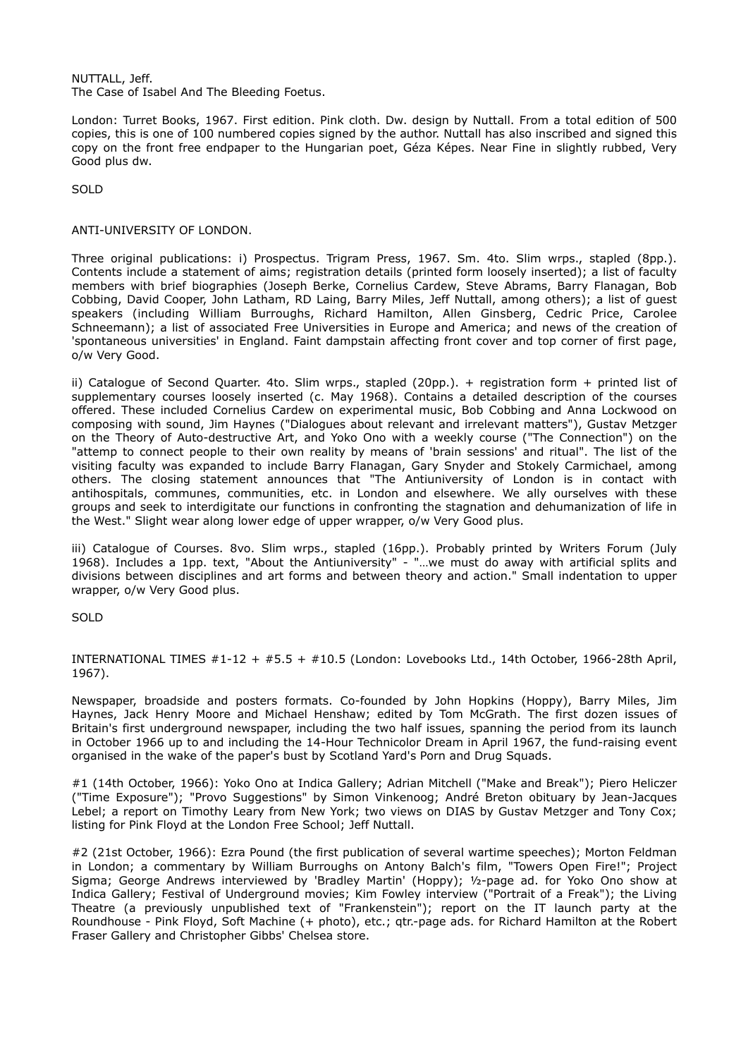NUTTALL, Jeff.
The Case of Isabel And The Bleeding Foetus.

London: Turret Books, 1967. First edition. Pink cloth. Dw. design by Nuttall. From a total edition of 500 copies, this is one of 100 numbered copies signed by the author. Nuttall has also inscribed and signed this copy on the front free endpaper to the Hungarian poet, Géza Képes. Near Fine in slightly rubbed, Very Good plus dw.

SOLD

ANTI-UNIVERSITY OF LONDON.

Three original publications: i) Prospectus. Trigram Press, 1967. Sm. 4to. Slim wrps., stapled (8pp.). Contents include a statement of aims; registration details (printed form loosely inserted); a list of faculty members with brief biographies (Joseph Berke, Cornelius Cardew, Steve Abrams, Barry Flanagan, Bob Cobbing, David Cooper, John Latham, RD Laing, Barry Miles, Jeff Nuttall, among others); a list of guest speakers (including William Burroughs, Richard Hamilton, Allen Ginsberg, Cedric Price, Carolee Schneemann); a list of associated Free Universities in Europe and America; and news of the creation of 'spontaneous universities' in England. Faint dampstain affecting front cover and top corner of first page, o/w Very Good.

ii) Catalogue of Second Quarter. 4to. Slim wrps., stapled (20pp.). + registration form + printed list of supplementary courses loosely inserted (c. May 1968). Contains a detailed description of the courses offered. These included Cornelius Cardew on experimental music, Bob Cobbing and Anna Lockwood on composing with sound, Jim Haynes ("Dialogues about relevant and irrelevant matters"), Gustav Metzger on the Theory of Auto-destructive Art, and Yoko Ono with a weekly course ("The Connection") on the "attemp to connect people to their own reality by means of 'brain sessions' and ritual". The list of the visiting faculty was expanded to include Barry Flanagan, Gary Snyder and Stokely Carmichael, among others. The closing statement announces that "The Antiuniversity of London is in contact with antihospitals, communes, communities, etc. in London and elsewhere. We ally ourselves with these groups and seek to interdigitate our functions in confronting the stagnation and dehumanization of life in the West." Slight wear along lower edge of upper wrapper, o/w Very Good plus.

iii) Catalogue of Courses. 8vo. Slim wrps., stapled (16pp.). Probably printed by Writers Forum (July 1968). Includes a 1pp. text, "About the Antiuniversity" - "…we must do away with artificial splits and divisions between disciplines and art forms and between theory and action." Small indentation to upper wrapper, o/w Very Good plus.

SOLD

INTERNATIONAL TIMES #1-12 + #5.5 + #10.5 (London: Lovebooks Ltd., 14th October, 1966-28th April, 1967).

Newspaper, broadside and posters formats. Co-founded by John Hopkins (Hoppy), Barry Miles, Jim Haynes, Jack Henry Moore and Michael Henshaw; edited by Tom McGrath. The first dozen issues of Britain's first underground newspaper, including the two half issues, spanning the period from its launch in October 1966 up to and including the 14-Hour Technicolor Dream in April 1967, the fund-raising event organised in the wake of the paper's bust by Scotland Yard's Porn and Drug Squads.

#1 (14th October, 1966): Yoko Ono at Indica Gallery; Adrian Mitchell ("Make and Break"); Piero Heliczer ("Time Exposure"); "Provo Suggestions" by Simon Vinkenoog; André Breton obituary by Jean-Jacques Lebel; a report on Timothy Leary from New York; two views on DIAS by Gustav Metzger and Tony Cox; listing for Pink Floyd at the London Free School; Jeff Nuttall.

#2 (21st October, 1966): Ezra Pound (the first publication of several wartime speeches); Morton Feldman in London; a commentary by William Burroughs on Antony Balch's film, "Towers Open Fire!"; Project Sigma; George Andrews interviewed by 'Bradley Martin' (Hoppy); ½-page ad. for Yoko Ono show at Indica Gallery; Festival of Underground movies; Kim Fowley interview ("Portrait of a Freak"); the Living Theatre (a previously unpublished text of "Frankenstein"); report on the IT launch party at the Roundhouse - Pink Floyd, Soft Machine (+ photo), etc.; qtr.-page ads. for Richard Hamilton at the Robert Fraser Gallery and Christopher Gibbs' Chelsea store.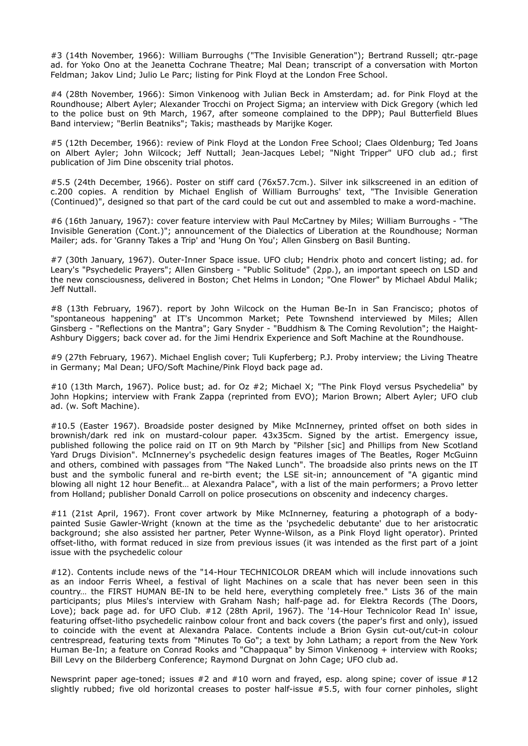#3 (14th November, 1966): William Burroughs ("The Invisible Generation"); Bertrand Russell; qtr.-page ad. for Yoko Ono at the Jeanetta Cochrane Theatre; Mal Dean; transcript of a conversation with Morton Feldman; Jakov Lind; Julio Le Parc; listing for Pink Floyd at the London Free School.

#4 (28th November, 1966): Simon Vinkenoog with Julian Beck in Amsterdam; ad. for Pink Floyd at the Roundhouse; Albert Ayler; Alexander Trocchi on Project Sigma; an interview with Dick Gregory (which led to the police bust on 9th March, 1967, after someone complained to the DPP); Paul Butterfield Blues Band interview; "Berlin Beatniks"; Takis; mastheads by Marijke Koger.

#5 (12th December, 1966): review of Pink Floyd at the London Free School; Claes Oldenburg; Ted Joans on Albert Ayler; John Wilcock; Jeff Nuttall; Jean-Jacques Lebel; "Night Tripper" UFO club ad.; first publication of Jim Dine obscenity trial photos.

#5.5 (24th December, 1966). Poster on stiff card (76x57.7cm.). Silver ink silkscreened in an edition of c.200 copies. A rendition by Michael English of William Burroughs' text, "The Invisible Generation (Continued)", designed so that part of the card could be cut out and assembled to make a word-machine.

#6 (16th January, 1967): cover feature interview with Paul McCartney by Miles; William Burroughs - "The Invisible Generation (Cont.)"; announcement of the Dialectics of Liberation at the Roundhouse; Norman Mailer; ads. for 'Granny Takes a Trip' and 'Hung On You'; Allen Ginsberg on Basil Bunting.

#7 (30th January, 1967). Outer-Inner Space issue. UFO club; Hendrix photo and concert listing; ad. for Leary's "Psychedelic Prayers"; Allen Ginsberg - "Public Solitude" (2pp.), an important speech on LSD and the new consciousness, delivered in Boston; Chet Helms in London; "One Flower" by Michael Abdul Malik; Jeff Nuttall.

#8 (13th February, 1967). report by John Wilcock on the Human Be-In in San Francisco; photos of "spontaneous happening" at IT's Uncommon Market; Pete Townshend interviewed by Miles; Allen Ginsberg - "Reflections on the Mantra"; Gary Snyder - "Buddhism & The Coming Revolution"; the Haight-Ashbury Diggers; back cover ad. for the Jimi Hendrix Experience and Soft Machine at the Roundhouse.

#9 (27th February, 1967). Michael English cover; Tuli Kupferberg; P.J. Proby interview; the Living Theatre in Germany; Mal Dean; UFO/Soft Machine/Pink Floyd back page ad.

#10 (13th March, 1967). Police bust; ad. for Oz #2; Michael X; "The Pink Floyd versus Psychedelia" by John Hopkins; interview with Frank Zappa (reprinted from EVO); Marion Brown; Albert Ayler; UFO club ad. (w. Soft Machine).

#10.5 (Easter 1967). Broadside poster designed by Mike McInnerney, printed offset on both sides in brownish/dark red ink on mustard-colour paper. 43x35cm. Signed by the artist. Emergency issue, published following the police raid on IT on 9th March by "Pilsher [sic] and Phillips from New Scotland Yard Drugs Division". McInnerney's psychedelic design features images of The Beatles, Roger McGuinn and others, combined with passages from "The Naked Lunch". The broadside also prints news on the IT bust and the symbolic funeral and re-birth event; the LSE sit-in; announcement of "A gigantic mind blowing all night 12 hour Benefit… at Alexandra Palace", with a list of the main performers; a Provo letter from Holland; publisher Donald Carroll on police prosecutions on obscenity and indecency charges.

#11 (21st April, 1967). Front cover artwork by Mike McInnerney, featuring a photograph of a body-painted Susie Gawler-Wright (known at the time as the 'psychedelic debutante' due to her aristocratic background; she also assisted her partner, Peter Wynne-Wilson, as a Pink Floyd light operator). Printed offset-litho, with format reduced in size from previous issues (it was intended as the first part of a joint issue with the psychedelic colour

#12). Contents include news of the "14-Hour TECHNICOLOR DREAM which will include innovations such as an indoor Ferris Wheel, a festival of light Machines on a scale that has never been seen in this country… the FIRST HUMAN BE-IN to be held here, everything completely free." Lists 36 of the main participants; plus Miles's interview with Graham Nash; half-page ad. for Elektra Records (The Doors, Love); back page ad. for UFO Club. #12 (28th April, 1967). The '14-Hour Technicolor Read In' issue, featuring offset-litho psychedelic rainbow colour front and back covers (the paper's first and only), issued to coincide with the event at Alexandra Palace. Contents include a Brion Gysin cut-out/cut-in colour centrespread, featuring texts from "Minutes To Go"; a text by John Latham; a report from the New York Human Be-In; a feature on Conrad Rooks and "Chappaqua" by Simon Vinkenoog + interview with Rooks; Bill Levy on the Bilderberg Conference; Raymond Durgnat on John Cage; UFO club ad.

Newsprint paper age-toned; issues #2 and #10 worn and frayed, esp. along spine; cover of issue #12 slightly rubbed; five old horizontal creases to poster half-issue #5.5, with four corner pinholes, slight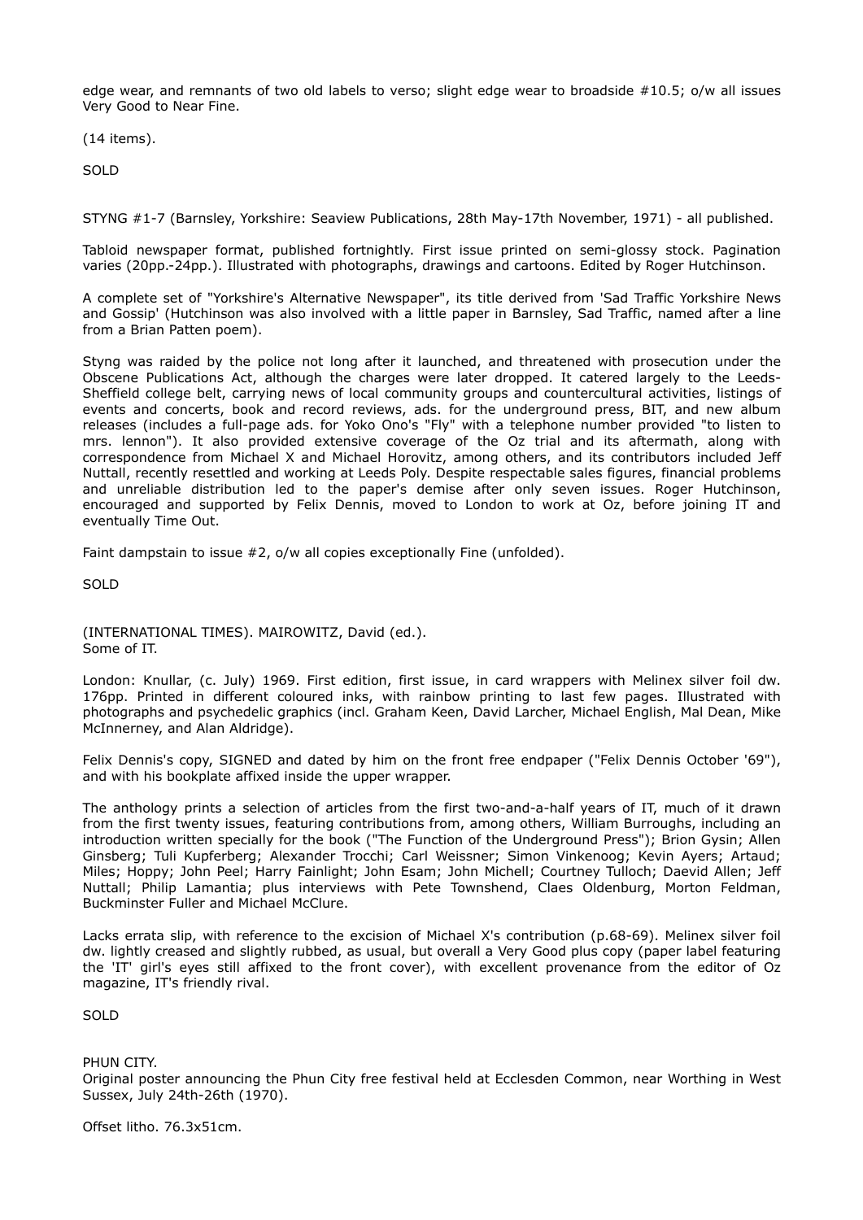edge wear, and remnants of two old labels to verso; slight edge wear to broadside #10.5; o/w all issues Very Good to Near Fine.

(14 items).

SOLD

STYNG #1-7 (Barnsley, Yorkshire: Seaview Publications, 28th May-17th November, 1971) - all published.

Tabloid newspaper format, published fortnightly. First issue printed on semi-glossy stock. Pagination varies (20pp.-24pp.). Illustrated with photographs, drawings and cartoons. Edited by Roger Hutchinson.

A complete set of "Yorkshire's Alternative Newspaper", its title derived from 'Sad Traffic Yorkshire News and Gossip' (Hutchinson was also involved with a little paper in Barnsley, Sad Traffic, named after a line from a Brian Patten poem).

Styng was raided by the police not long after it launched, and threatened with prosecution under the Obscene Publications Act, although the charges were later dropped. It catered largely to the Leeds-Sheffield college belt, carrying news of local community groups and countercultural activities, listings of events and concerts, book and record reviews, ads. for the underground press, BIT, and new album releases (includes a full-page ads. for Yoko Ono's "Fly" with a telephone number provided "to listen to mrs. lennon"). It also provided extensive coverage of the Oz trial and its aftermath, along with correspondence from Michael X and Michael Horovitz, among others, and its contributors included Jeff Nuttall, recently resettled and working at Leeds Poly. Despite respectable sales figures, financial problems and unreliable distribution led to the paper's demise after only seven issues. Roger Hutchinson, encouraged and supported by Felix Dennis, moved to London to work at Oz, before joining IT and eventually Time Out.

Faint dampstain to issue #2, o/w all copies exceptionally Fine (unfolded).

SOLD

(INTERNATIONAL TIMES). MAIROWITZ, David (ed.).
Some of IT.

London: Knullar, (c. July) 1969. First edition, first issue, in card wrappers with Melinex silver foil dw. 176pp. Printed in different coloured inks, with rainbow printing to last few pages. Illustrated with photographs and psychedelic graphics (incl. Graham Keen, David Larcher, Michael English, Mal Dean, Mike McInnerney, and Alan Aldridge).

Felix Dennis's copy, SIGNED and dated by him on the front free endpaper ("Felix Dennis October '69"), and with his bookplate affixed inside the upper wrapper.

The anthology prints a selection of articles from the first two-and-a-half years of IT, much of it drawn from the first twenty issues, featuring contributions from, among others, William Burroughs, including an introduction written specially for the book ("The Function of the Underground Press"); Brion Gysin; Allen Ginsberg; Tuli Kupferberg; Alexander Trocchi; Carl Weissner; Simon Vinkenoog; Kevin Ayers; Artaud; Miles; Hoppy; John Peel; Harry Fainlight; John Esam; John Michell; Courtney Tulloch; Daevid Allen; Jeff Nuttall; Philip Lamantia; plus interviews with Pete Townshend, Claes Oldenburg, Morton Feldman, Buckminster Fuller and Michael McClure.

Lacks errata slip, with reference to the excision of Michael X's contribution (p.68-69). Melinex silver foil dw. lightly creased and slightly rubbed, as usual, but overall a Very Good plus copy (paper label featuring the 'IT' girl's eyes still affixed to the front cover), with excellent provenance from the editor of Oz magazine, IT's friendly rival.

SOLD

PHUN CITY.
Original poster announcing the Phun City free festival held at Ecclesden Common, near Worthing in West Sussex, July 24th-26th (1970).

Offset litho. 76.3x51cm.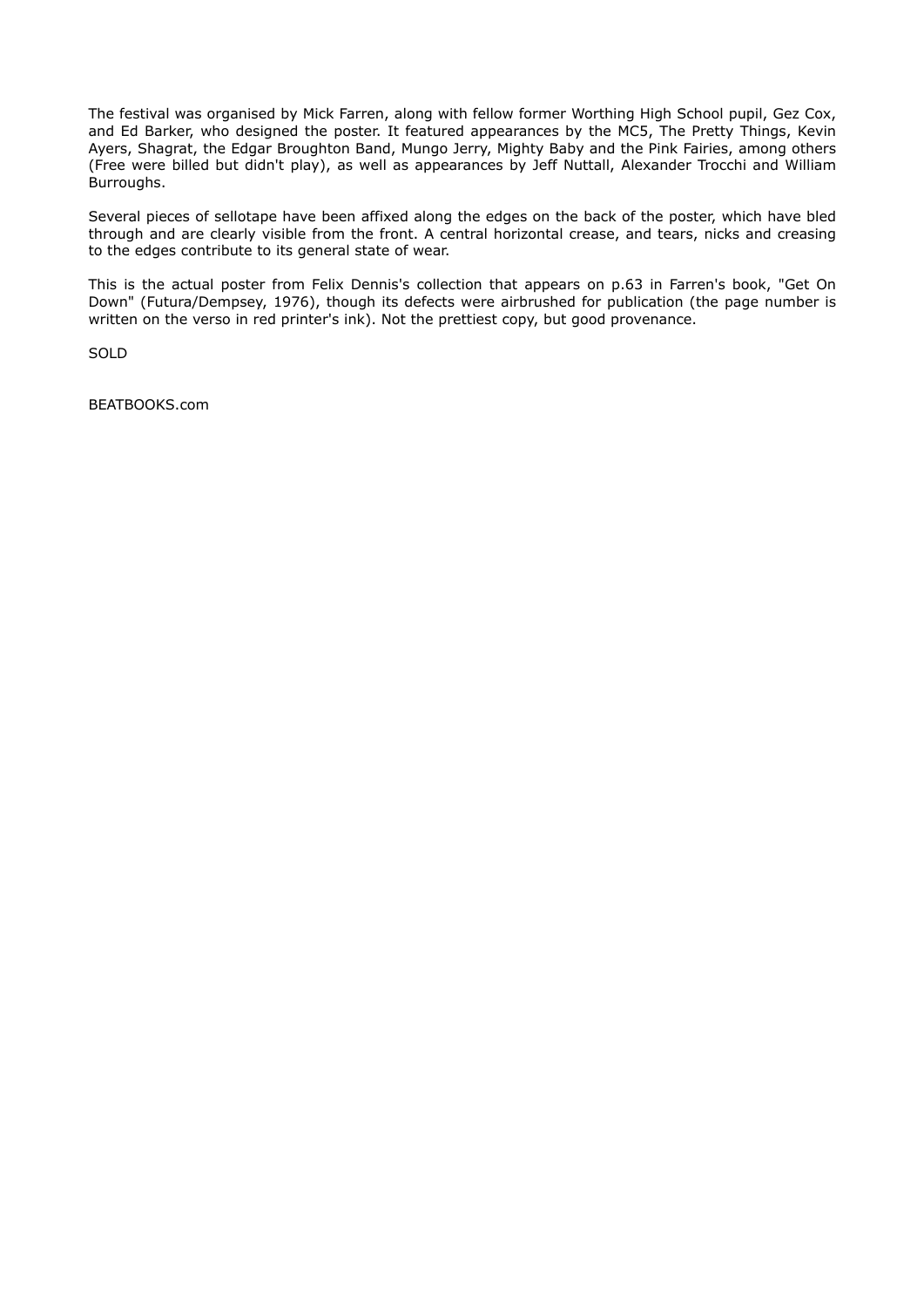The festival was organised by Mick Farren, along with fellow former Worthing High School pupil, Gez Cox, and Ed Barker, who designed the poster. It featured appearances by the MC5, The Pretty Things, Kevin Ayers, Shagrat, the Edgar Broughton Band, Mungo Jerry, Mighty Baby and the Pink Fairies, among others (Free were billed but didn't play), as well as appearances by Jeff Nuttall, Alexander Trocchi and William Burroughs.

Several pieces of sellotape have been affixed along the edges on the back of the poster, which have bled through and are clearly visible from the front. A central horizontal crease, and tears, nicks and creasing to the edges contribute to its general state of wear.

This is the actual poster from Felix Dennis's collection that appears on p.63 in Farren's book, "Get On Down" (Futura/Dempsey, 1976), though its defects were airbrushed for publication (the page number is written on the verso in red printer's ink). Not the prettiest copy, but good provenance.

SOLD

BEATBOOKS.com